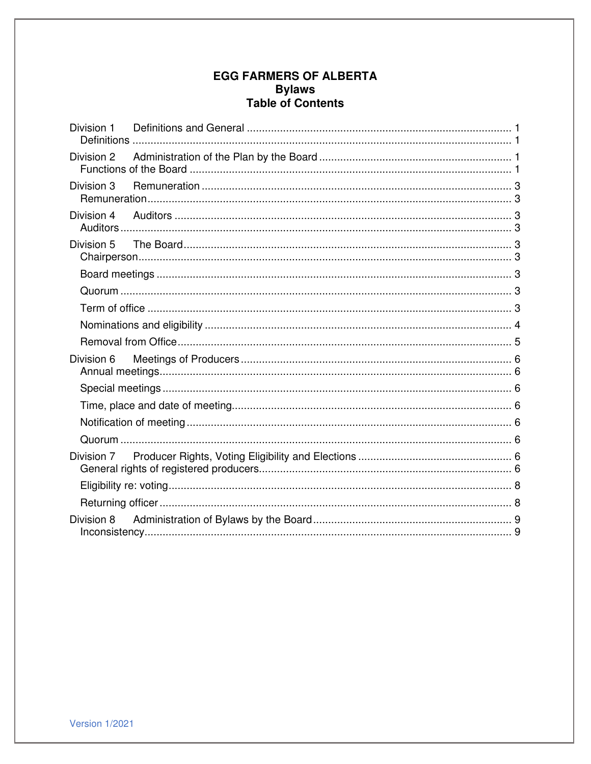# EGG FARMERS OF ALBERTA
## Bylaws
## Table of Contents

Division 1 Definitions and General ........ 1
- Definitions ........ 1

Division 2 Administration of the Plan by the Board ........ 1
- Functions of the Board ........ 1

Division 3 Remuneration ........ 3
- Remuneration ........ 3

Division 4 Auditors ........ 3
- Auditors ........ 3

Division 5 The Board ........ 3
- Chairperson ........ 3
- Board meetings ........ 3
- Quorum ........ 3
- Term of office ........ 3
- Nominations and eligibility ........ 4
- Removal from Office ........ 5

Division 6 Meetings of Producers ........ 6
- Annual meetings ........ 6
- Special meetings ........ 6
- Time, place and date of meeting ........ 6
- Notification of meeting ........ 6
- Quorum ........ 6

Division 7 Producer Rights, Voting Eligibility and Elections ........ 6
- General rights of registered producers ........ 6
- Eligibility re: voting ........ 8
- Returning officer ........ 8

Division 8 Administration of Bylaws by the Board ........ 9
- Inconsistency ........ 9

Version 1/2021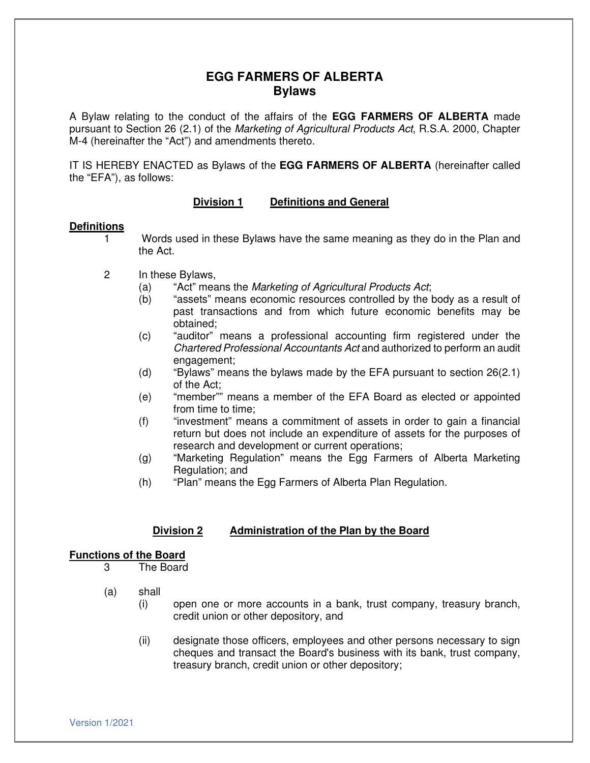# EGG FARMERS OF ALBERTA
## Bylaws

A Bylaw relating to the conduct of the affairs of the **EGG FARMERS OF ALBERTA** made pursuant to Section 26 (2.1) of the *Marketing of Agricultural Products Act*, R.S.A. 2000, Chapter M-4 (hereinafter the "Act") and amendments thereto.

IT IS HEREBY ENACTED as Bylaws of the **EGG FARMERS OF ALBERTA** (hereinafter called the "EFA"), as follows:

## Division 1 Definitions and General

### Definitions

1 Words used in these Bylaws have the same meaning as they do in the Plan and the Act.

2 In these Bylaws,

(a) "Act" means the *Marketing of Agricultural Products Act*;

(b) "assets" means economic resources controlled by the body as a result of past transactions and from which future economic benefits may be obtained;

(c) "auditor" means a professional accounting firm registered under the *Chartered Professional Accountants Act* and authorized to perform an audit engagement;

(d) "Bylaws" means the bylaws made by the EFA pursuant to section 26(2.1) of the Act;

(e) "member"" means a member of the EFA Board as elected or appointed from time to time;

(f) "investment" means a commitment of assets in order to gain a financial return but does not include an expenditure of assets for the purposes of research and development or current operations;

(g) "Marketing Regulation" means the Egg Farmers of Alberta Marketing Regulation; and

(h) "Plan" means the Egg Farmers of Alberta Plan Regulation.

## Division 2 Administration of the Plan by the Board

### Functions of the Board

3 The Board

(a) shall

(i) open one or more accounts in a bank, trust company, treasury branch, credit union or other depository, and

(ii) designate those officers, employees and other persons necessary to sign cheques and transact the Board's business with its bank, trust company, treasury branch, credit union or other depository;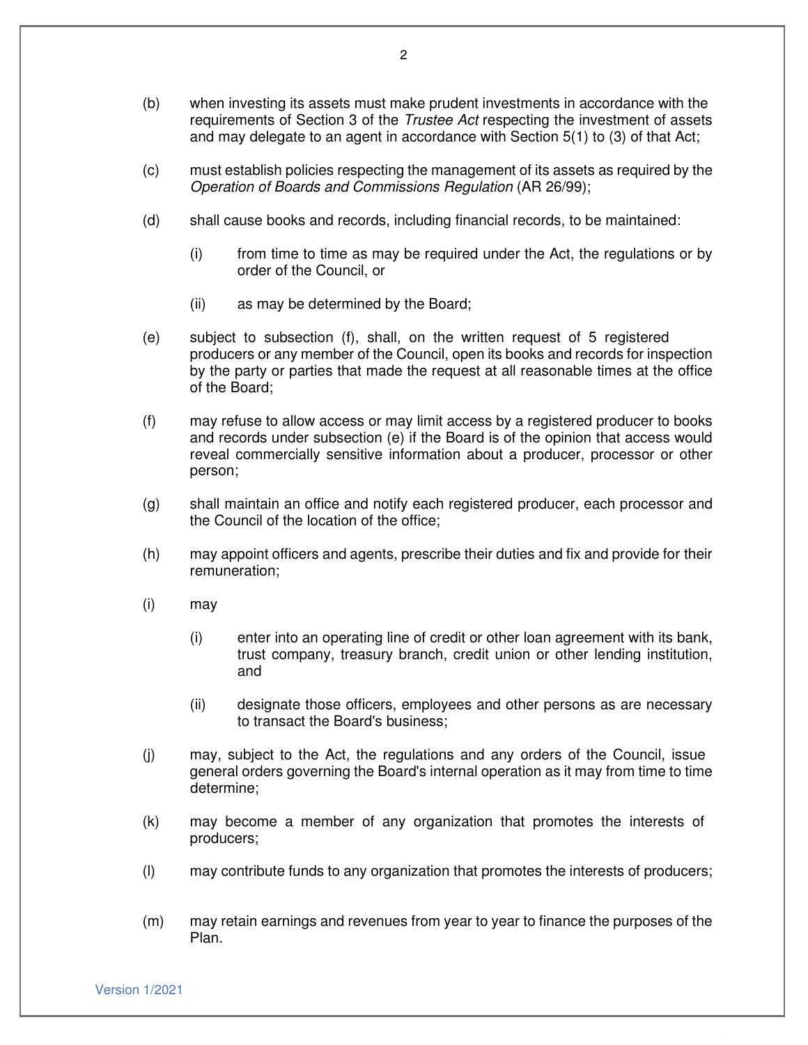(b) when investing its assets must make prudent investments in accordance with the requirements of Section 3 of the *Trustee Act* respecting the investment of assets and may delegate to an agent in accordance with Section 5(1) to (3) of that Act;

(c) must establish policies respecting the management of its assets as required by the *Operation of Boards and Commissions Regulation* (AR 26/99);

(d) shall cause books and records, including financial records, to be maintained:

  (i) from time to time as may be required under the Act, the regulations or by order of the Council, or

  (ii) as may be determined by the Board;

(e) subject to subsection (f), shall, on the written request of 5 registered producers or any member of the Council, open its books and records for inspection by the party or parties that made the request at all reasonable times at the office of the Board;

(f) may refuse to allow access or may limit access by a registered producer to books and records under subsection (e) if the Board is of the opinion that access would reveal commercially sensitive information about a producer, processor or other person;

(g) shall maintain an office and notify each registered producer, each processor and the Council of the location of the office;

(h) may appoint officers and agents, prescribe their duties and fix and provide for their remuneration;

(i) may

  (i) enter into an operating line of credit or other loan agreement with its bank, trust company, treasury branch, credit union or other lending institution, and

  (ii) designate those officers, employees and other persons as are necessary to transact the Board's business;

(j) may, subject to the Act, the regulations and any orders of the Council, issue general orders governing the Board's internal operation as it may from time to time determine;

(k) may become a member of any organization that promotes the interests of producers;

(l) may contribute funds to any organization that promotes the interests of producers;

(m) may retain earnings and revenues from year to year to finance the purposes of the Plan.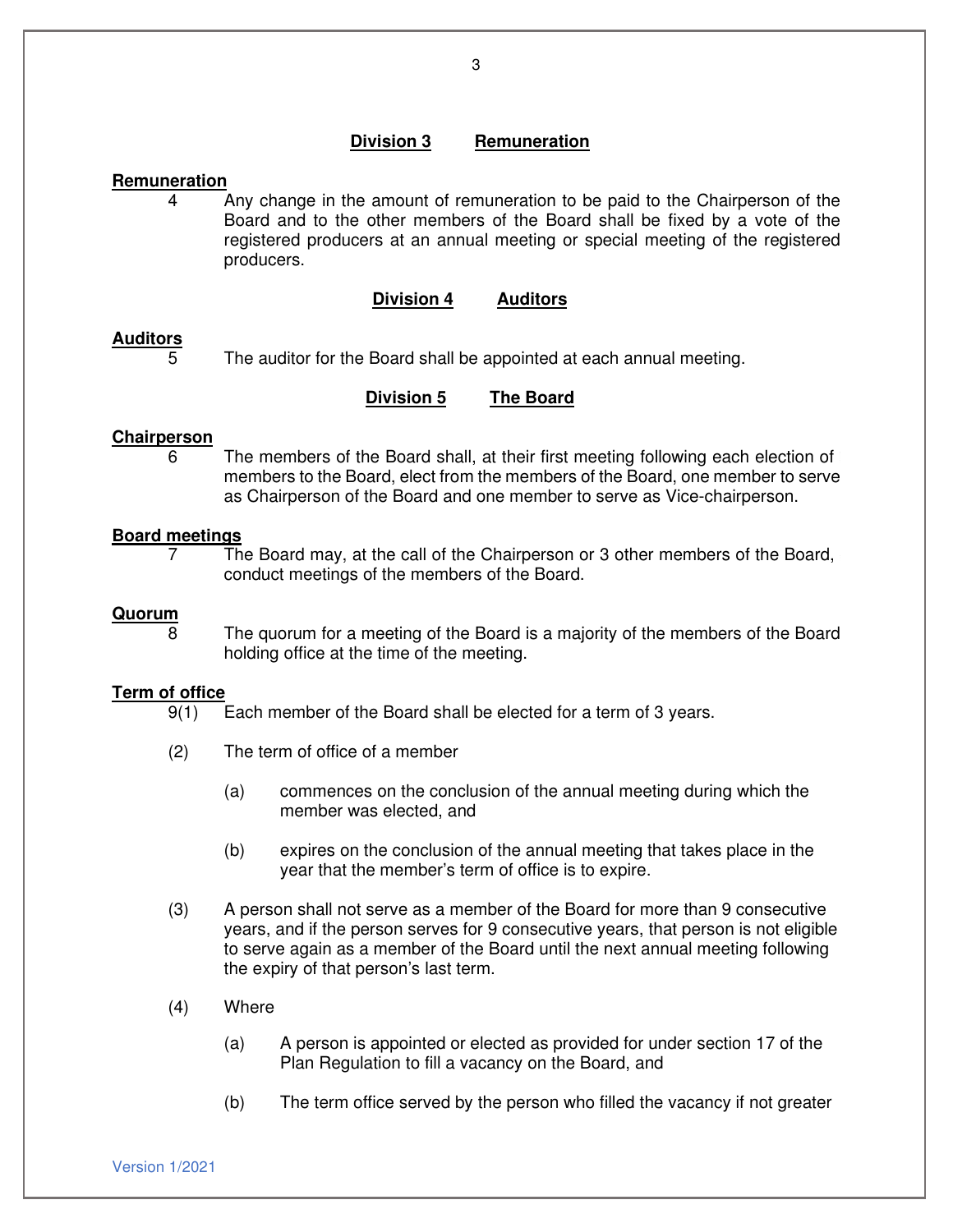## Division 3 Remuneration

**Remuneration**

4 Any change in the amount of remuneration to be paid to the Chairperson of the Board and to the other members of the Board shall be fixed by a vote of the registered producers at an annual meeting or special meeting of the registered producers.

## Division 4 Auditors

**Auditors**

5 The auditor for the Board shall be appointed at each annual meeting.

## Division 5 The Board

**Chairperson**

6 The members of the Board shall, at their first meeting following each election of members to the Board, elect from the members of the Board, one member to serve as Chairperson of the Board and one member to serve as Vice-chairperson.

**Board meetings**

7 The Board may, at the call of the Chairperson or 3 other members of the Board, conduct meetings of the members of the Board.

**Quorum**

8 The quorum for a meeting of the Board is a majority of the members of the Board holding office at the time of the meeting.

**Term of office**

9(1) Each member of the Board shall be elected for a term of 3 years.

(2) The term of office of a member

(a) commences on the conclusion of the annual meeting during which the member was elected, and

(b) expires on the conclusion of the annual meeting that takes place in the year that the member's term of office is to expire.

(3) A person shall not serve as a member of the Board for more than 9 consecutive years, and if the person serves for 9 consecutive years, that person is not eligible to serve again as a member of the Board until the next annual meeting following the expiry of that person's last term.

(4) Where

(a) A person is appointed or elected as provided for under section 17 of the Plan Regulation to fill a vacancy on the Board, and

(b) The term office served by the person who filled the vacancy if not greater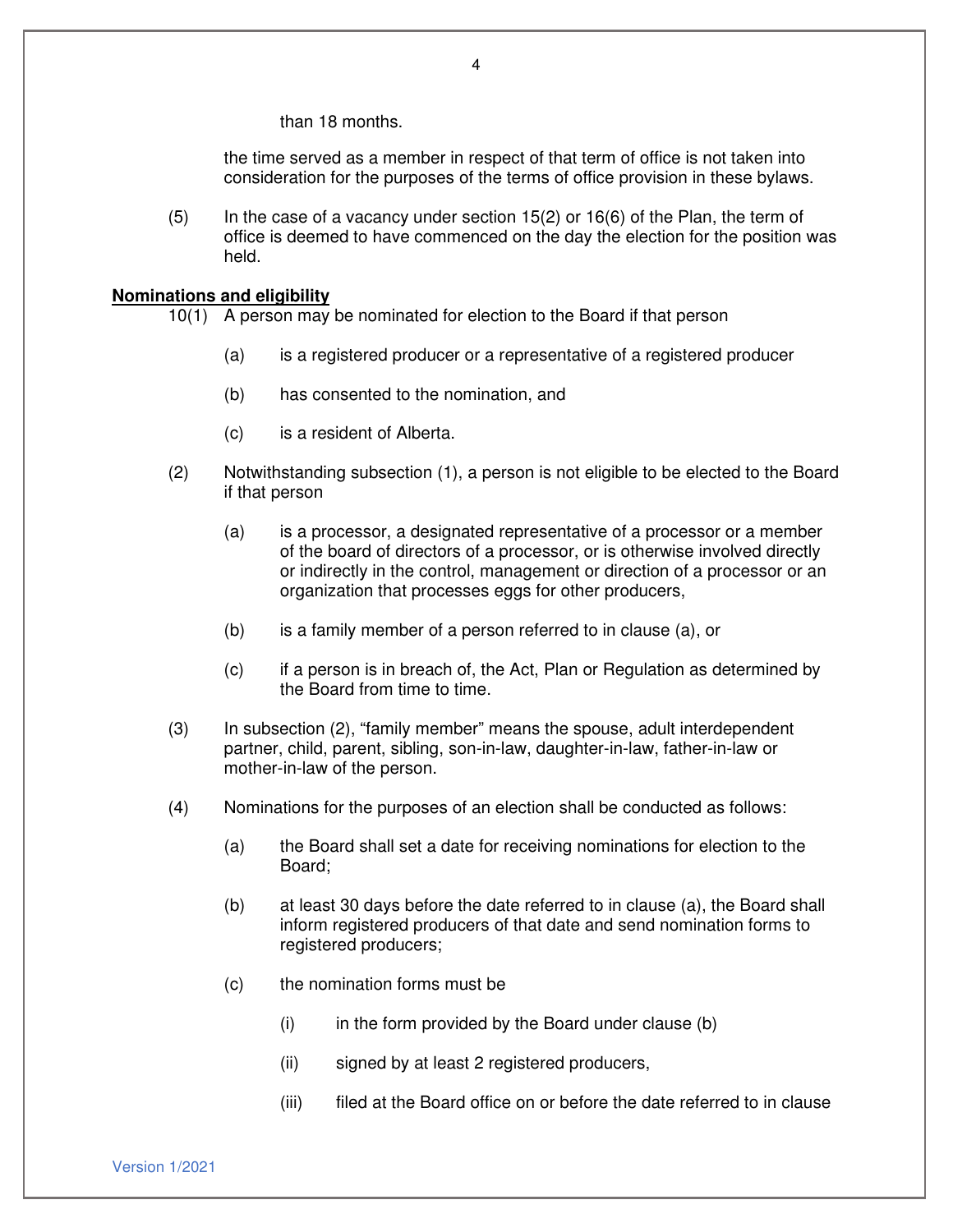than 18 months.

the time served as a member in respect of that term of office is not taken into consideration for the purposes of the terms of office provision in these bylaws.

(5) In the case of a vacancy under section 15(2) or 16(6) of the Plan, the term of office is deemed to have commenced on the day the election for the position was held.

**Nominations and eligibility**

10(1) A person may be nominated for election to the Board if that person

- (a) is a registered producer or a representative of a registered producer
- (b) has consented to the nomination, and
- (c) is a resident of Alberta.

(2) Notwithstanding subsection (1), a person is not eligible to be elected to the Board if that person

- (a) is a processor, a designated representative of a processor or a member of the board of directors of a processor, or is otherwise involved directly or indirectly in the control, management or direction of a processor or an organization that processes eggs for other producers,
- (b) is a family member of a person referred to in clause (a), or
- (c) if a person is in breach of, the Act, Plan or Regulation as determined by the Board from time to time.

(3) In subsection (2), "family member" means the spouse, adult interdependent partner, child, parent, sibling, son-in-law, daughter-in-law, father-in-law or mother-in-law of the person.

(4) Nominations for the purposes of an election shall be conducted as follows:

- (a) the Board shall set a date for receiving nominations for election to the Board;
- (b) at least 30 days before the date referred to in clause (a), the Board shall inform registered producers of that date and send nomination forms to registered producers;
- (c) the nomination forms must be
  - (i) in the form provided by the Board under clause (b)
  - (ii) signed by at least 2 registered producers,
  - (iii) filed at the Board office on or before the date referred to in clause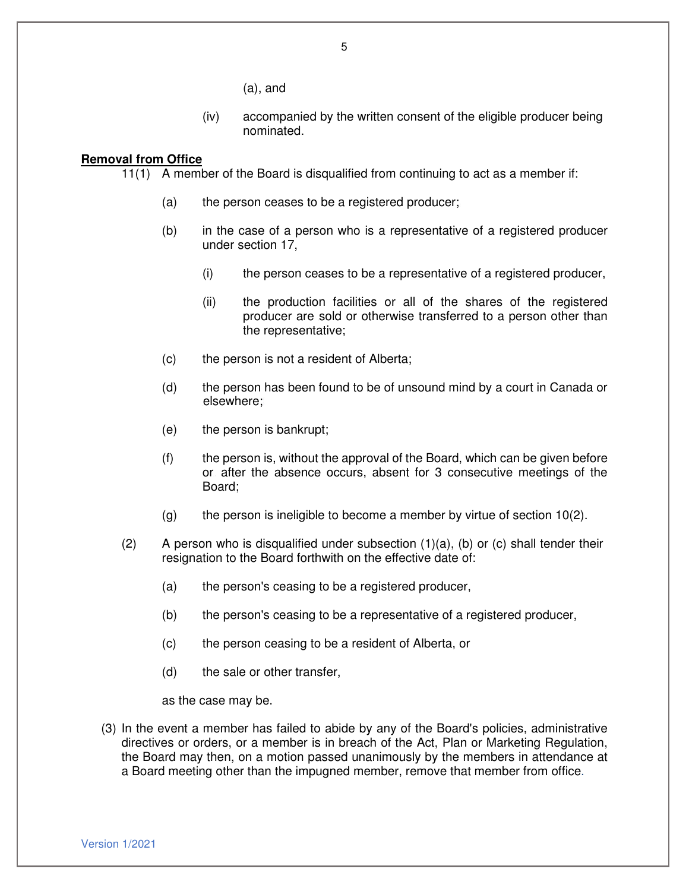(a), and

(iv) accompanied by the written consent of the eligible producer being nominated.

**Removal from Office**

11(1) A member of the Board is disqualified from continuing to act as a member if:

(a) the person ceases to be a registered producer;

(b) in the case of a person who is a representative of a registered producer under section 17,

(i) the person ceases to be a representative of a registered producer,

(ii) the production facilities or all of the shares of the registered producer are sold or otherwise transferred to a person other than the representative;

(c) the person is not a resident of Alberta;

(d) the person has been found to be of unsound mind by a court in Canada or elsewhere;

(e) the person is bankrupt;

(f) the person is, without the approval of the Board, which can be given before or after the absence occurs, absent for 3 consecutive meetings of the Board;

(g) the person is ineligible to become a member by virtue of section 10(2).

(2) A person who is disqualified under subsection (1)(a), (b) or (c) shall tender their resignation to the Board forthwith on the effective date of:

(a) the person's ceasing to be a registered producer,

(b) the person's ceasing to be a representative of a registered producer,

(c) the person ceasing to be a resident of Alberta, or

(d) the sale or other transfer,

as the case may be.

(3) In the event a member has failed to abide by any of the Board's policies, administrative directives or orders, or a member is in breach of the Act, Plan or Marketing Regulation, the Board may then, on a motion passed unanimously by the members in attendance at a Board meeting other than the impugned member, remove that member from office.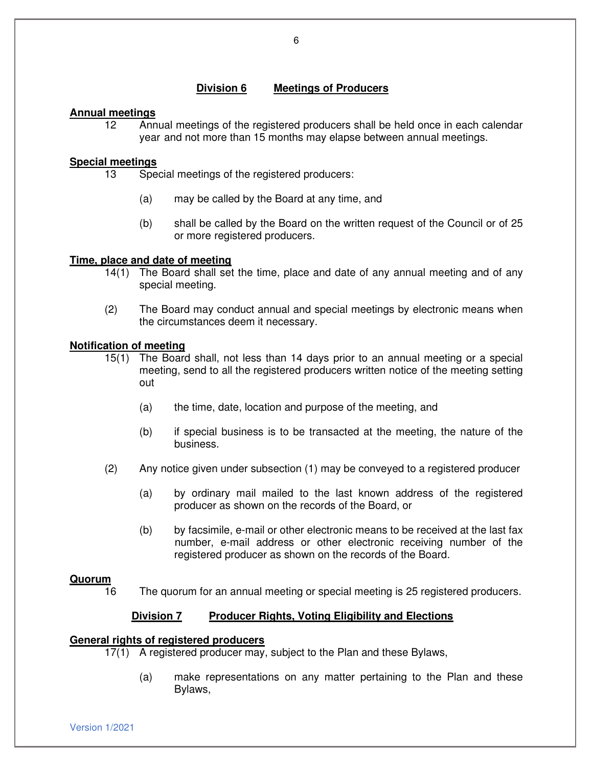## Division 6 Meetings of Producers

**Annual meetings**

12 Annual meetings of the registered producers shall be held once in each calendar year and not more than 15 months may elapse between annual meetings.

**Special meetings**

13 Special meetings of the registered producers:

(a) may be called by the Board at any time, and

(b) shall be called by the Board on the written request of the Council or of 25 or more registered producers.

**Time, place and date of meeting**

14(1) The Board shall set the time, place and date of any annual meeting and of any special meeting.

(2) The Board may conduct annual and special meetings by electronic means when the circumstances deem it necessary.

**Notification of meeting**

15(1) The Board shall, not less than 14 days prior to an annual meeting or a special meeting, send to all the registered producers written notice of the meeting setting out

(a) the time, date, location and purpose of the meeting, and

(b) if special business is to be transacted at the meeting, the nature of the business.

(2) Any notice given under subsection (1) may be conveyed to a registered producer

(a) by ordinary mail mailed to the last known address of the registered producer as shown on the records of the Board, or

(b) by facsimile, e-mail or other electronic means to be received at the last fax number, e-mail address or other electronic receiving number of the registered producer as shown on the records of the Board.

**Quorum**

16 The quorum for an annual meeting or special meeting is 25 registered producers.

## Division 7 Producer Rights, Voting Eligibility and Elections

**General rights of registered producers**

17(1) A registered producer may, subject to the Plan and these Bylaws,

(a) make representations on any matter pertaining to the Plan and these Bylaws,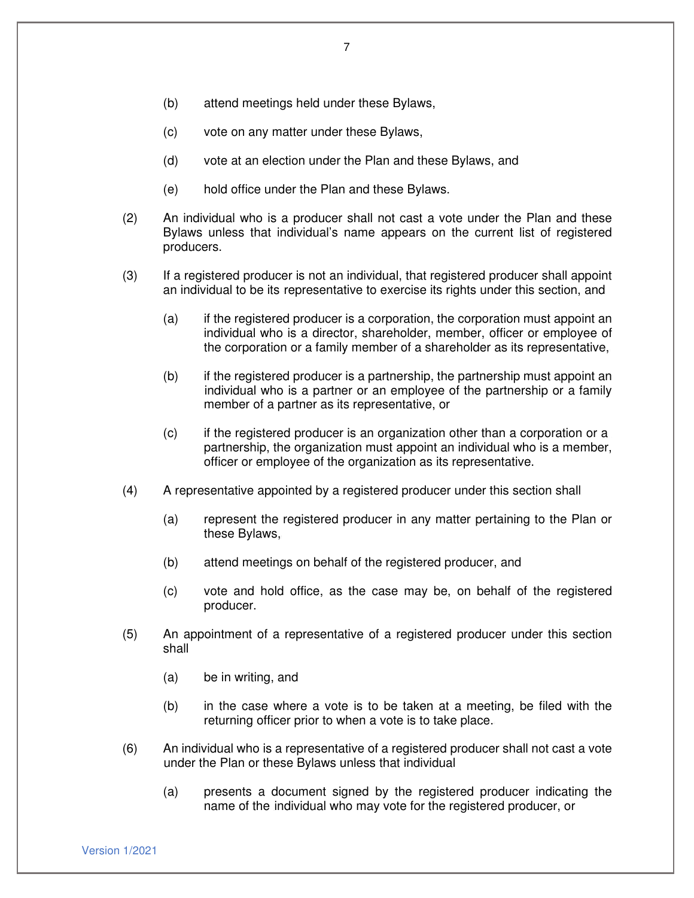(b) attend meetings held under these Bylaws,

(c) vote on any matter under these Bylaws,

(d) vote at an election under the Plan and these Bylaws, and

(e) hold office under the Plan and these Bylaws.

(2) An individual who is a producer shall not cast a vote under the Plan and these Bylaws unless that individual's name appears on the current list of registered producers.

(3) If a registered producer is not an individual, that registered producer shall appoint an individual to be its representative to exercise its rights under this section, and

(a) if the registered producer is a corporation, the corporation must appoint an individual who is a director, shareholder, member, officer or employee of the corporation or a family member of a shareholder as its representative,

(b) if the registered producer is a partnership, the partnership must appoint an individual who is a partner or an employee of the partnership or a family member of a partner as its representative, or

(c) if the registered producer is an organization other than a corporation or a partnership, the organization must appoint an individual who is a member, officer or employee of the organization as its representative.

(4) A representative appointed by a registered producer under this section shall

(a) represent the registered producer in any matter pertaining to the Plan or these Bylaws,

(b) attend meetings on behalf of the registered producer, and

(c) vote and hold office, as the case may be, on behalf of the registered producer.

(5) An appointment of a representative of a registered producer under this section shall

(a) be in writing, and

(b) in the case where a vote is to be taken at a meeting, be filed with the returning officer prior to when a vote is to take place.

(6) An individual who is a representative of a registered producer shall not cast a vote under the Plan or these Bylaws unless that individual

(a) presents a document signed by the registered producer indicating the name of the individual who may vote for the registered producer, or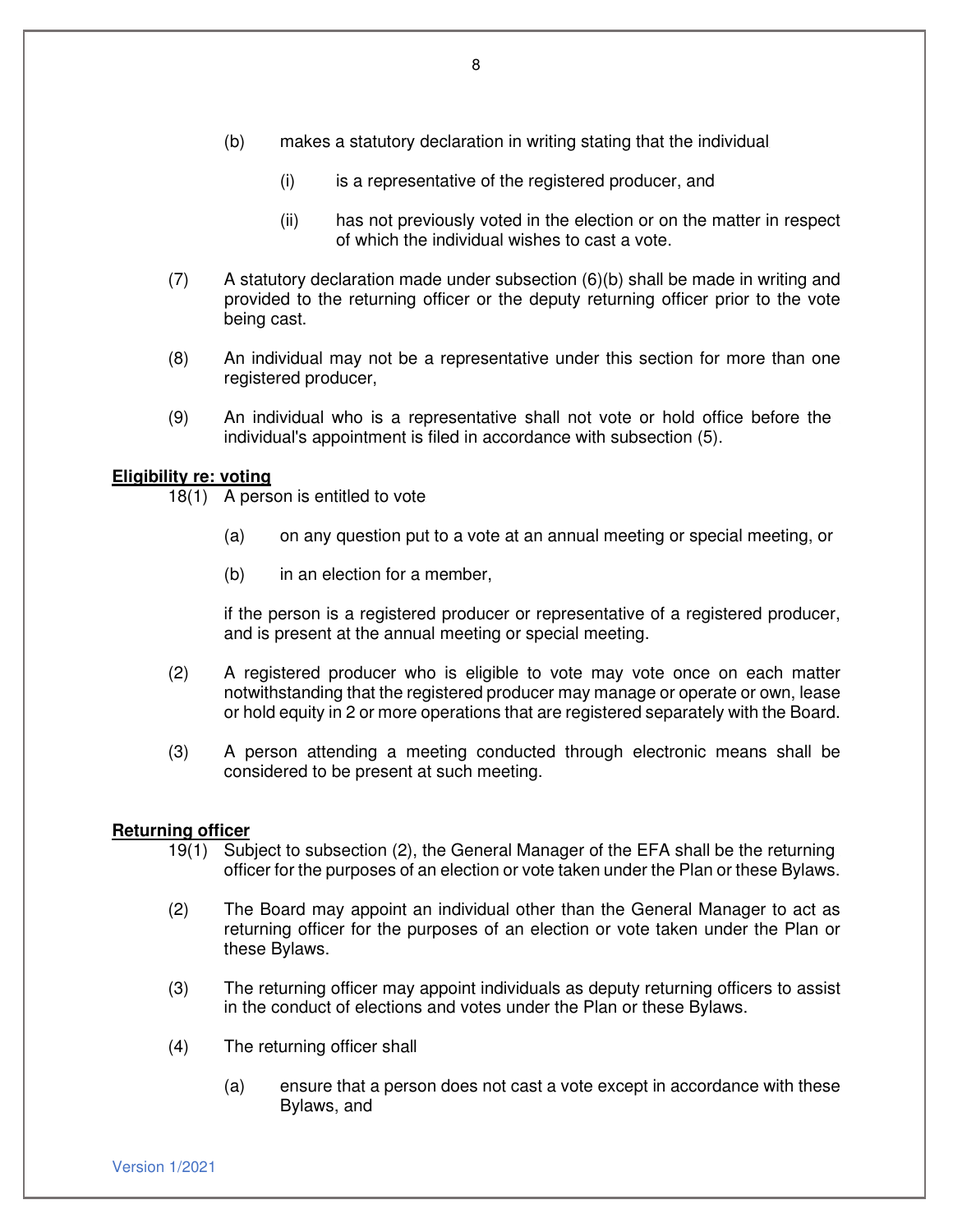(b) makes a statutory declaration in writing stating that the individual

(i) is a representative of the registered producer, and

(ii) has not previously voted in the election or on the matter in respect of which the individual wishes to cast a vote.

(7) A statutory declaration made under subsection (6)(b) shall be made in writing and provided to the returning officer or the deputy returning officer prior to the vote being cast.

(8) An individual may not be a representative under this section for more than one registered producer,

(9) An individual who is a representative shall not vote or hold office before the individual's appointment is filed in accordance with subsection (5).

**<u>Eligibility re: voting</u>**

18(1) A person is entitled to vote

(a) on any question put to a vote at an annual meeting or special meeting, or

(b) in an election for a member,

if the person is a registered producer or representative of a registered producer, and is present at the annual meeting or special meeting.

(2) A registered producer who is eligible to vote may vote once on each matter notwithstanding that the registered producer may manage or operate or own, lease or hold equity in 2 or more operations that are registered separately with the Board.

(3) A person attending a meeting conducted through electronic means shall be considered to be present at such meeting.

**<u>Returning officer</u>**

19(1) Subject to subsection (2), the General Manager of the EFA shall be the returning officer for the purposes of an election or vote taken under the Plan or these Bylaws.

(2) The Board may appoint an individual other than the General Manager to act as returning officer for the purposes of an election or vote taken under the Plan or these Bylaws.

(3) The returning officer may appoint individuals as deputy returning officers to assist in the conduct of elections and votes under the Plan or these Bylaws.

(4) The returning officer shall

(a) ensure that a person does not cast a vote except in accordance with these Bylaws, and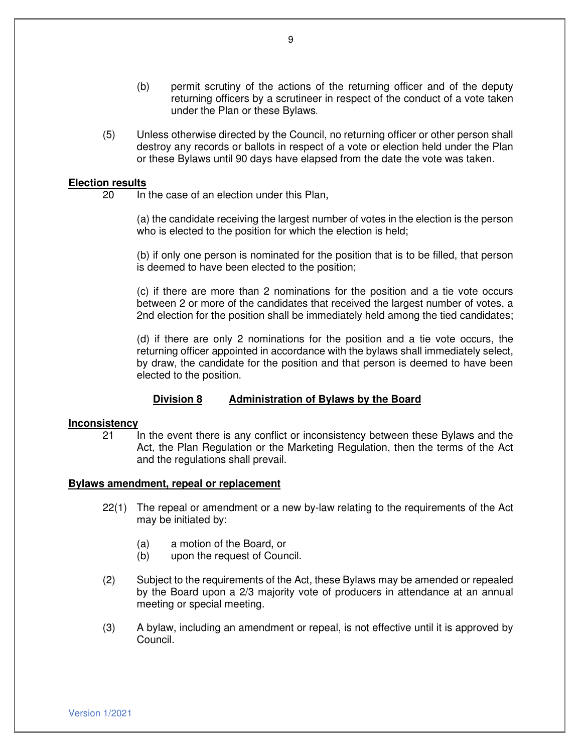(b) permit scrutiny of the actions of the returning officer and of the deputy returning officers by a scrutineer in respect of the conduct of a vote taken under the Plan or these Bylaws.

(5) Unless otherwise directed by the Council, no returning officer or other person shall destroy any records or ballots in respect of a vote or election held under the Plan or these Bylaws until 90 days have elapsed from the date the vote was taken.

**Election results**

20 In the case of an election under this Plan,

(a) the candidate receiving the largest number of votes in the election is the person who is elected to the position for which the election is held;

(b) if only one person is nominated for the position that is to be filled, that person is deemed to have been elected to the position;

(c) if there are more than 2 nominations for the position and a tie vote occurs between 2 or more of the candidates that received the largest number of votes, a 2nd election for the position shall be immediately held among the tied candidates;

(d) if there are only 2 nominations for the position and a tie vote occurs, the returning officer appointed in accordance with the bylaws shall immediately select, by draw, the candidate for the position and that person is deemed to have been elected to the position.

## Division 8 Administration of Bylaws by the Board

**Inconsistency**

21 In the event there is any conflict or inconsistency between these Bylaws and the Act, the Plan Regulation or the Marketing Regulation, then the terms of the Act and the regulations shall prevail.

**Bylaws amendment, repeal or replacement**

22(1) The repeal or amendment or a new by-law relating to the requirements of the Act may be initiated by:

(a) a motion of the Board, or
(b) upon the request of Council.

(2) Subject to the requirements of the Act, these Bylaws may be amended or repealed by the Board upon a 2/3 majority vote of producers in attendance at an annual meeting or special meeting.

(3) A bylaw, including an amendment or repeal, is not effective until it is approved by Council.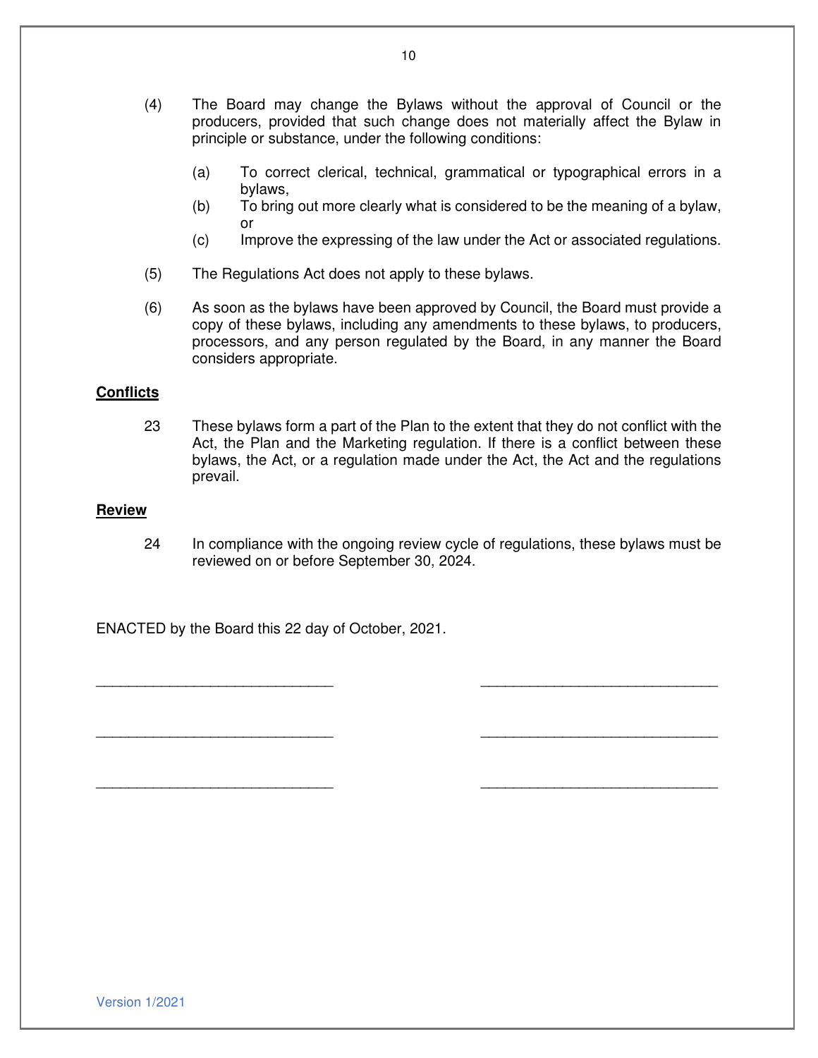(4) The Board may change the Bylaws without the approval of Council or the producers, provided that such change does not materially affect the Bylaw in principle or substance, under the following conditions:

(a) To correct clerical, technical, grammatical or typographical errors in a bylaws,

(b) To bring out more clearly what is considered to be the meaning of a bylaw, or

(c) Improve the expressing of the law under the Act or associated regulations.

(5) The Regulations Act does not apply to these bylaws.

(6) As soon as the bylaws have been approved by Council, the Board must provide a copy of these bylaws, including any amendments to these bylaws, to producers, processors, and any person regulated by the Board, in any manner the Board considers appropriate.

**<u>Conflicts</u>**

23 These bylaws form a part of the Plan to the extent that they do not conflict with the Act, the Plan and the Marketing regulation. If there is a conflict between these bylaws, the Act, or a regulation made under the Act, the Act and the regulations prevail.

**<u>Review</u>**

24 In compliance with the ongoing review cycle of regulations, these bylaws must be reviewed on or before September 30, 2024.

ENACTED by the Board this 22 day of October, 2021.

______________________________ ______________________________

______________________________ ______________________________

______________________________ ______________________________

Version 1/2021